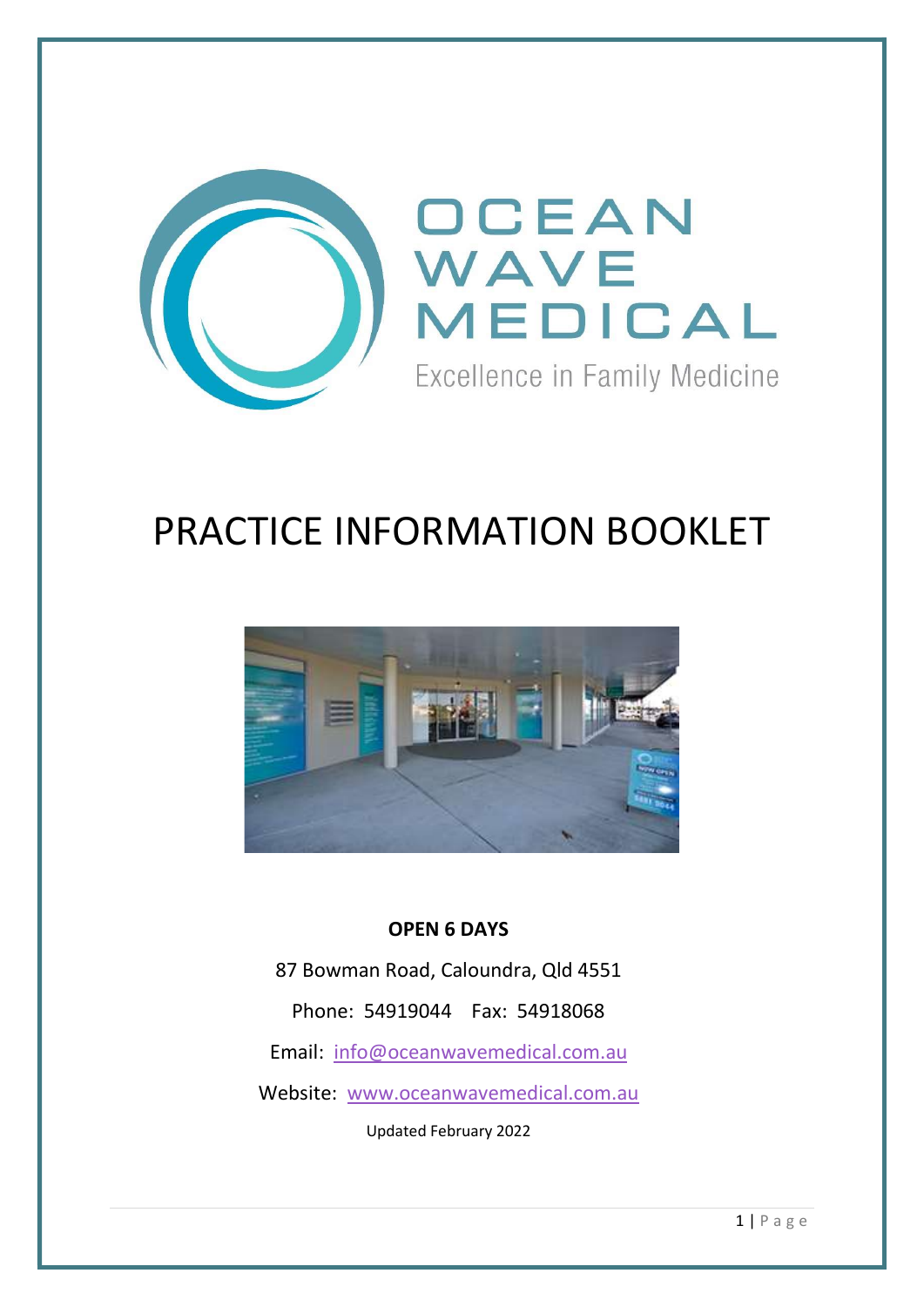# OCEAN WAVE MEDICAL

Excellence in Family Medicine

# PRACTICE INFORMATION BOOKLET

**OPEN 6 DAYS**

87 Bowman Road, Caloundra, Qld 4551

Phone: 54919044 Fax: 54918068

Email: info@oceanwavemedical.com.au

Website: www.oceanwavemedical.com.au

Updated February 2022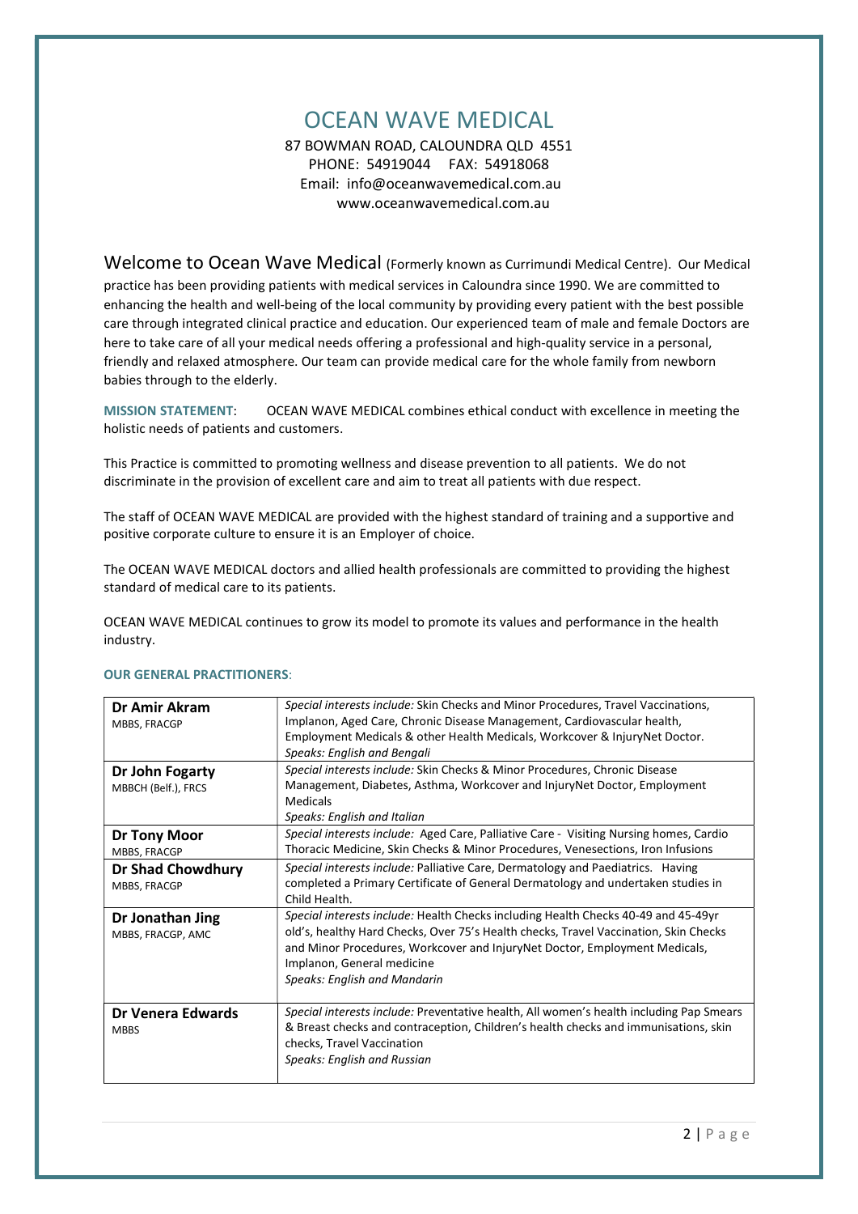# OCEAN WAVE MEDICAL

87 BOWMAN ROAD, CALOUNDRA QLD 4551
PHONE: 54919044 FAX: 54918068
Email: info@oceanwavemedical.com.au
www.oceanwavemedical.com.au

Welcome to Ocean Wave Medical (Formerly known as Currimundi Medical Centre). Our Medical practice has been providing patients with medical services in Caloundra since 1990. We are committed to enhancing the health and well-being of the local community by providing every patient with the best possible care through integrated clinical practice and education. Our experienced team of male and female Doctors are here to take care of all your medical needs offering a professional and high-quality service in a personal, friendly and relaxed atmosphere. Our team can provide medical care for the whole family from newborn babies through to the elderly.

**MISSION STATEMENT**: OCEAN WAVE MEDICAL combines ethical conduct with excellence in meeting the holistic needs of patients and customers.

This Practice is committed to promoting wellness and disease prevention to all patients. We do not discriminate in the provision of excellent care and aim to treat all patients with due respect.

The staff of OCEAN WAVE MEDICAL are provided with the highest standard of training and a supportive and positive corporate culture to ensure it is an Employer of choice.

The OCEAN WAVE MEDICAL doctors and allied health professionals are committed to providing the highest standard of medical care to its patients.

OCEAN WAVE MEDICAL continues to grow its model to promote its values and performance in the health industry.

**OUR GENERAL PRACTITIONERS**:

| Doctor | Details |
|---|---|
| **Dr Amir Akram**<br>MBBS, FRACGP | *Special interests include:* Skin Checks and Minor Procedures, Travel Vaccinations, Implanon, Aged Care, Chronic Disease Management, Cardiovascular health, Employment Medicals & other Health Medicals, Workcover & InjuryNet Doctor.<br>*Speaks: English and Bengali* |
| **Dr John Fogarty**<br>MBBCH (Belf.), FRCS | *Special interests include:* Skin Checks & Minor Procedures, Chronic Disease Management, Diabetes, Asthma, Workcover and InjuryNet Doctor, Employment Medicals<br>*Speaks: English and Italian* |
| **Dr Tony Moor**<br>MBBS, FRACGP | *Special interests include:* Aged Care, Palliative Care - Visiting Nursing homes, Cardio Thoracic Medicine, Skin Checks & Minor Procedures, Venesections, Iron Infusions |
| **Dr Shad Chowdhury**<br>MBBS, FRACGP | *Special interests include:* Palliative Care, Dermatology and Paediatrics. Having completed a Primary Certificate of General Dermatology and undertaken studies in Child Health. |
| **Dr Jonathan Jing**<br>MBBS, FRACGP, AMC | *Special interests include:* Health Checks including Health Checks 40-49 and 45-49yr old's, healthy Hard Checks, Over 75's Health checks, Travel Vaccination, Skin Checks and Minor Procedures, Workcover and InjuryNet Doctor, Employment Medicals, Implanon, General medicine<br>*Speaks: English and Mandarin* |
| **Dr Venera Edwards**<br>MBBS | *Special interests include:* Preventative health, All women's health including Pap Smears & Breast checks and contraception, Children's health checks and immunisations, skin checks, Travel Vaccination<br>*Speaks: English and Russian* |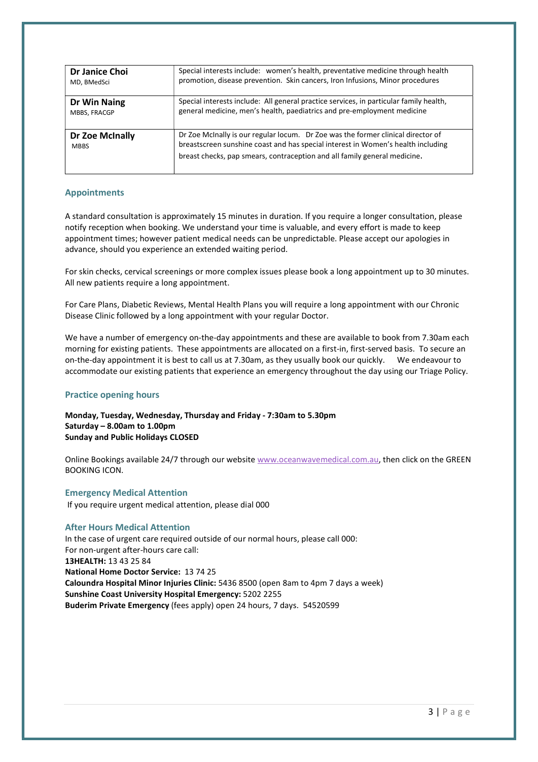| Doctor | Details |
|---|---|
| **Dr Janice Choi** MD, BMedSci | Special interests include: women's health, preventative medicine through health promotion, disease prevention. Skin cancers, Iron Infusions, Minor procedures |
| **Dr Win Naing** MBBS, FRACGP | Special interests include: All general practice services, in particular family health, general medicine, men's health, paediatrics and pre-employment medicine |
| **Dr Zoe McInally** MBBS | Dr Zoe McInally is our regular locum. Dr Zoe was the former clinical director of breastscreen sunshine coast and has special interest in Women's health including breast checks, pap smears, contraception and all family general medicine. |

## Appointments

A standard consultation is approximately 15 minutes in duration. If you require a longer consultation, please notify reception when booking. We understand your time is valuable, and every effort is made to keep appointment times; however patient medical needs can be unpredictable. Please accept our apologies in advance, should you experience an extended waiting period.

For skin checks, cervical screenings or more complex issues please book a long appointment up to 30 minutes. All new patients require a long appointment.

For Care Plans, Diabetic Reviews, Mental Health Plans you will require a long appointment with our Chronic Disease Clinic followed by a long appointment with your regular Doctor.

We have a number of emergency on-the-day appointments and these are available to book from 7.30am each morning for existing patients. These appointments are allocated on a first-in, first-served basis. To secure an on-the-day appointment it is best to call us at 7.30am, as they usually book our quickly. We endeavour to accommodate our existing patients that experience an emergency throughout the day using our Triage Policy.

## Practice opening hours

**Monday, Tuesday, Wednesday, Thursday and Friday - 7:30am to 5.30pm**
**Saturday – 8.00am to 1.00pm**
**Sunday and Public Holidays CLOSED**

Online Bookings available 24/7 through our website www.oceanwavemedical.com.au, then click on the GREEN BOOKING ICON.

## Emergency Medical Attention

If you require urgent medical attention, please dial 000

## After Hours Medical Attention

In the case of urgent care required outside of our normal hours, please call 000:
For non-urgent after-hours care call:
**13HEALTH:** 13 43 25 84
**National Home Doctor Service:** 13 74 25
**Caloundra Hospital Minor Injuries Clinic:** 5436 8500 (open 8am to 4pm 7 days a week)
**Sunshine Coast University Hospital Emergency:** 5202 2255
**Buderim Private Emergency** (fees apply) open 24 hours, 7 days. 54520599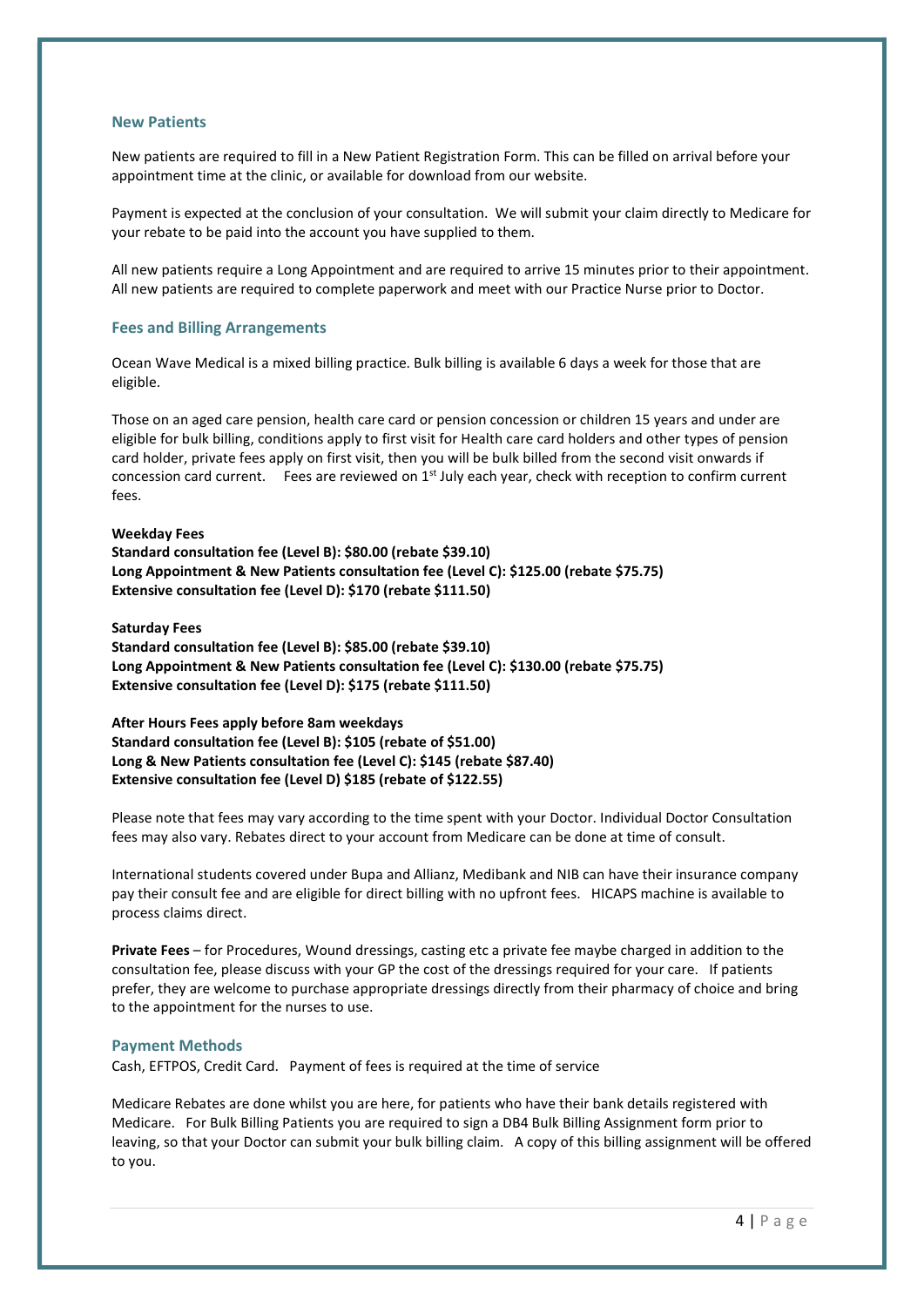## New Patients

New patients are required to fill in a New Patient Registration Form. This can be filled on arrival before your appointment time at the clinic, or available for download from our website.

Payment is expected at the conclusion of your consultation. We will submit your claim directly to Medicare for your rebate to be paid into the account you have supplied to them.

All new patients require a Long Appointment and are required to arrive 15 minutes prior to their appointment. All new patients are required to complete paperwork and meet with our Practice Nurse prior to Doctor.

## Fees and Billing Arrangements

Ocean Wave Medical is a mixed billing practice. Bulk billing is available 6 days a week for those that are eligible.

Those on an aged care pension, health care card or pension concession or children 15 years and under are eligible for bulk billing, conditions apply to first visit for Health care card holders and other types of pension card holder, private fees apply on first visit, then you will be bulk billed from the second visit onwards if concession card current. Fees are reviewed on 1st July each year, check with reception to confirm current fees.

**Weekday Fees**
**Standard consultation fee (Level B): $80.00 (rebate $39.10)**
**Long Appointment & New Patients consultation fee (Level C): $125.00 (rebate $75.75)**
**Extensive consultation fee (Level D): $170 (rebate $111.50)**

**Saturday Fees**
**Standard consultation fee (Level B): $85.00 (rebate $39.10)**
**Long Appointment & New Patients consultation fee (Level C): $130.00 (rebate $75.75)**
**Extensive consultation fee (Level D): $175 (rebate $111.50)**

**After Hours Fees apply before 8am weekdays**
**Standard consultation fee (Level B): $105 (rebate of $51.00)**
**Long & New Patients consultation fee (Level C): $145 (rebate $87.40)**
**Extensive consultation fee (Level D) $185 (rebate of $122.55)**

Please note that fees may vary according to the time spent with your Doctor. Individual Doctor Consultation fees may also vary. Rebates direct to your account from Medicare can be done at time of consult.

International students covered under Bupa and Allianz, Medibank and NIB can have their insurance company pay their consult fee and are eligible for direct billing with no upfront fees. HICAPS machine is available to process claims direct.

**Private Fees** – for Procedures, Wound dressings, casting etc a private fee maybe charged in addition to the consultation fee, please discuss with your GP the cost of the dressings required for your care. If patients prefer, they are welcome to purchase appropriate dressings directly from their pharmacy of choice and bring to the appointment for the nurses to use.

## Payment Methods

Cash, EFTPOS, Credit Card. Payment of fees is required at the time of service

Medicare Rebates are done whilst you are here, for patients who have their bank details registered with Medicare. For Bulk Billing Patients you are required to sign a DB4 Bulk Billing Assignment form prior to leaving, so that your Doctor can submit your bulk billing claim. A copy of this billing assignment will be offered to you.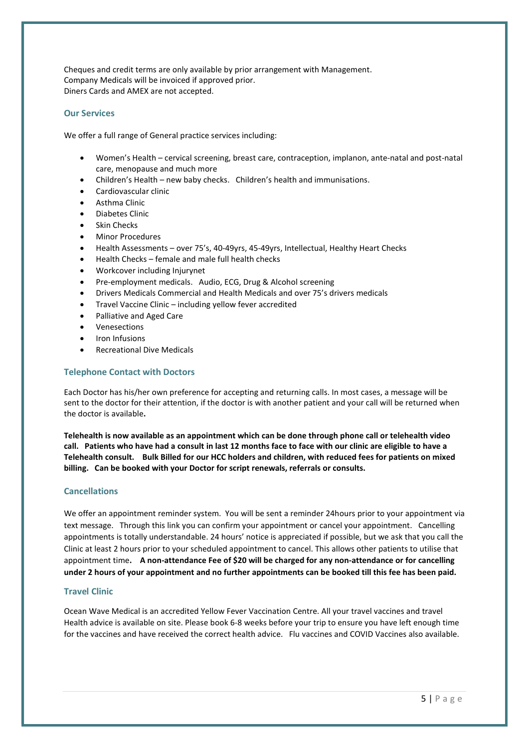Cheques and credit terms are only available by prior arrangement with Management.
Company Medicals will be invoiced if approved prior.
Diners Cards and AMEX are not accepted.

## Our Services

We offer a full range of General practice services including:

- Women's Health – cervical screening, breast care, contraception, implanon, ante-natal and post-natal care, menopause and much more
- Children's Health – new baby checks. Children's health and immunisations.
- Cardiovascular clinic
- Asthma Clinic
- Diabetes Clinic
- Skin Checks
- Minor Procedures
- Health Assessments – over 75's, 40-49yrs, 45-49yrs, Intellectual, Healthy Heart Checks
- Health Checks – female and male full health checks
- Workcover including Injurynet
- Pre-employment medicals. Audio, ECG, Drug & Alcohol screening
- Drivers Medicals Commercial and Health Medicals and over 75's drivers medicals
- Travel Vaccine Clinic – including yellow fever accredited
- Palliative and Aged Care
- Venesections
- Iron Infusions
- Recreational Dive Medicals

## Telephone Contact with Doctors

Each Doctor has his/her own preference for accepting and returning calls. In most cases, a message will be sent to the doctor for their attention, if the doctor is with another patient and your call will be returned when the doctor is available**.**

**Telehealth is now available as an appointment which can be done through phone call or telehealth video call. Patients who have had a consult in last 12 months face to face with our clinic are eligible to have a Telehealth consult. Bulk Billed for our HCC holders and children, with reduced fees for patients on mixed billing. Can be booked with your Doctor for script renewals, referrals or consults.**

## Cancellations

We offer an appointment reminder system. You will be sent a reminder 24hours prior to your appointment via text message. Through this link you can confirm your appointment or cancel your appointment. Cancelling appointments is totally understandable. 24 hours' notice is appreciated if possible, but we ask that you call the Clinic at least 2 hours prior to your scheduled appointment to cancel. This allows other patients to utilise that appointment time**. A non-attendance Fee of $20 will be charged for any non-attendance or for cancelling under 2 hours of your appointment and no further appointments can be booked till this fee has been paid.**

## Travel Clinic

Ocean Wave Medical is an accredited Yellow Fever Vaccination Centre. All your travel vaccines and travel Health advice is available on site. Please book 6-8 weeks before your trip to ensure you have left enough time for the vaccines and have received the correct health advice. Flu vaccines and COVID Vaccines also available.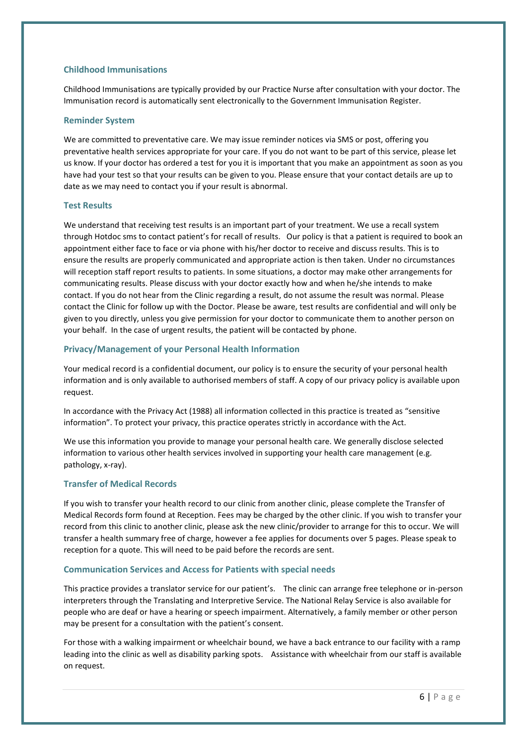## Childhood Immunisations

Childhood Immunisations are typically provided by our Practice Nurse after consultation with your doctor. The Immunisation record is automatically sent electronically to the Government Immunisation Register.

## Reminder System

We are committed to preventative care. We may issue reminder notices via SMS or post, offering you preventative health services appropriate for your care. If you do not want to be part of this service, please let us know. If your doctor has ordered a test for you it is important that you make an appointment as soon as you have had your test so that your results can be given to you. Please ensure that your contact details are up to date as we may need to contact you if your result is abnormal.

## Test Results

We understand that receiving test results is an important part of your treatment. We use a recall system through Hotdoc sms to contact patient's for recall of results. Our policy is that a patient is required to book an appointment either face to face or via phone with his/her doctor to receive and discuss results. This is to ensure the results are properly communicated and appropriate action is then taken. Under no circumstances will reception staff report results to patients. In some situations, a doctor may make other arrangements for communicating results. Please discuss with your doctor exactly how and when he/she intends to make contact. If you do not hear from the Clinic regarding a result, do not assume the result was normal. Please contact the Clinic for follow up with the Doctor. Please be aware, test results are confidential and will only be given to you directly, unless you give permission for your doctor to communicate them to another person on your behalf. In the case of urgent results, the patient will be contacted by phone.

## Privacy/Management of your Personal Health Information

Your medical record is a confidential document, our policy is to ensure the security of your personal health information and is only available to authorised members of staff. A copy of our privacy policy is available upon request.

In accordance with the Privacy Act (1988) all information collected in this practice is treated as "sensitive information". To protect your privacy, this practice operates strictly in accordance with the Act.

We use this information you provide to manage your personal health care. We generally disclose selected information to various other health services involved in supporting your health care management (e.g. pathology, x-ray).

## Transfer of Medical Records

If you wish to transfer your health record to our clinic from another clinic, please complete the Transfer of Medical Records form found at Reception. Fees may be charged by the other clinic. If you wish to transfer your record from this clinic to another clinic, please ask the new clinic/provider to arrange for this to occur. We will transfer a health summary free of charge, however a fee applies for documents over 5 pages. Please speak to reception for a quote. This will need to be paid before the records are sent.

## Communication Services and Access for Patients with special needs

This practice provides a translator service for our patient's. The clinic can arrange free telephone or in-person interpreters through the Translating and Interpretive Service. The National Relay Service is also available for people who are deaf or have a hearing or speech impairment. Alternatively, a family member or other person may be present for a consultation with the patient's consent.

For those with a walking impairment or wheelchair bound, we have a back entrance to our facility with a ramp leading into the clinic as well as disability parking spots. Assistance with wheelchair from our staff is available on request.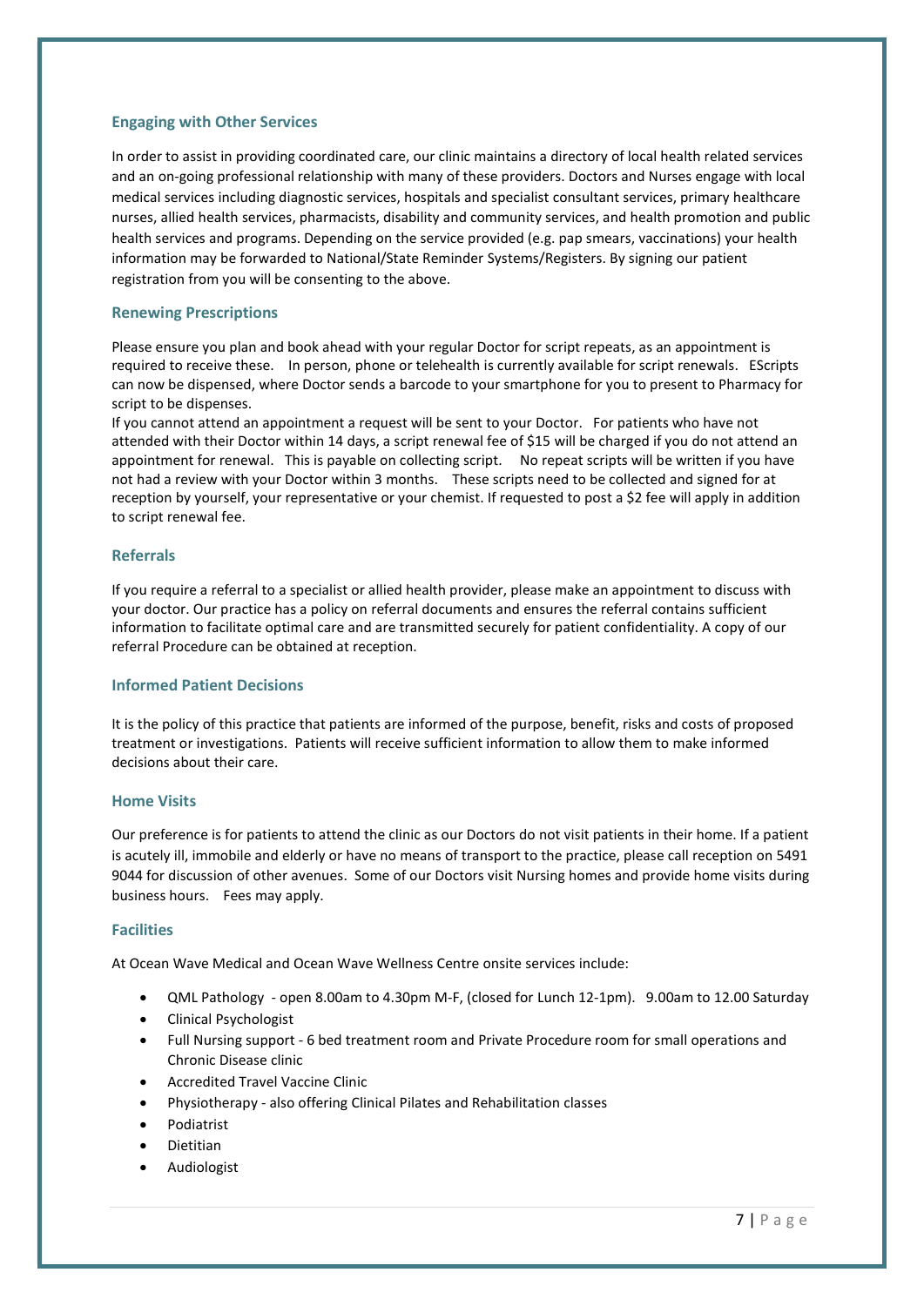## Engaging with Other Services

In order to assist in providing coordinated care, our clinic maintains a directory of local health related services and an on-going professional relationship with many of these providers. Doctors and Nurses engage with local medical services including diagnostic services, hospitals and specialist consultant services, primary healthcare nurses, allied health services, pharmacists, disability and community services, and health promotion and public health services and programs. Depending on the service provided (e.g. pap smears, vaccinations) your health information may be forwarded to National/State Reminder Systems/Registers. By signing our patient registration from you will be consenting to the above.

## Renewing Prescriptions

Please ensure you plan and book ahead with your regular Doctor for script repeats, as an appointment is required to receive these. In person, phone or telehealth is currently available for script renewals. EScripts can now be dispensed, where Doctor sends a barcode to your smartphone for you to present to Pharmacy for script to be dispensed.

If you cannot attend an appointment a request will be sent to your Doctor. For patients who have not attended with their Doctor within 14 days, a script renewal fee of $15 will be charged if you do not attend an appointment for renewal. This is payable on collecting script. No repeat scripts will be written if you have not had a review with your Doctor within 3 months. These scripts need to be collected and signed for at reception by yourself, your representative or your chemist. If requested to post a $2 fee will apply in addition to script renewal fee.

## Referrals

If you require a referral to a specialist or allied health provider, please make an appointment to discuss with your doctor. Our practice has a policy on referral documents and ensures the referral contains sufficient information to facilitate optimal care and are transmitted securely for patient confidentiality. A copy of our referral Procedure can be obtained at reception.

## Informed Patient Decisions

It is the policy of this practice that patients are informed of the purpose, benefit, risks and costs of proposed treatment or investigations. Patients will receive sufficient information to allow them to make informed decisions about their care.

## Home Visits

Our preference is for patients to attend the clinic as our Doctors do not visit patients in their home. If a patient is acutely ill, immobile and elderly or have no means of transport to the practice, please call reception on 5491 9044 for discussion of other avenues. Some of our Doctors visit Nursing homes and provide home visits during business hours. Fees may apply.

## Facilities

At Ocean Wave Medical and Ocean Wave Wellness Centre onsite services include:

- QML Pathology - open 8.00am to 4.30pm M-F, (closed for Lunch 12-1pm). 9.00am to 12.00 Saturday
- Clinical Psychologist
- Full Nursing support - 6 bed treatment room and Private Procedure room for small operations and Chronic Disease clinic
- Accredited Travel Vaccine Clinic
- Physiotherapy - also offering Clinical Pilates and Rehabilitation classes
- Podiatrist
- Dietitian
- Audiologist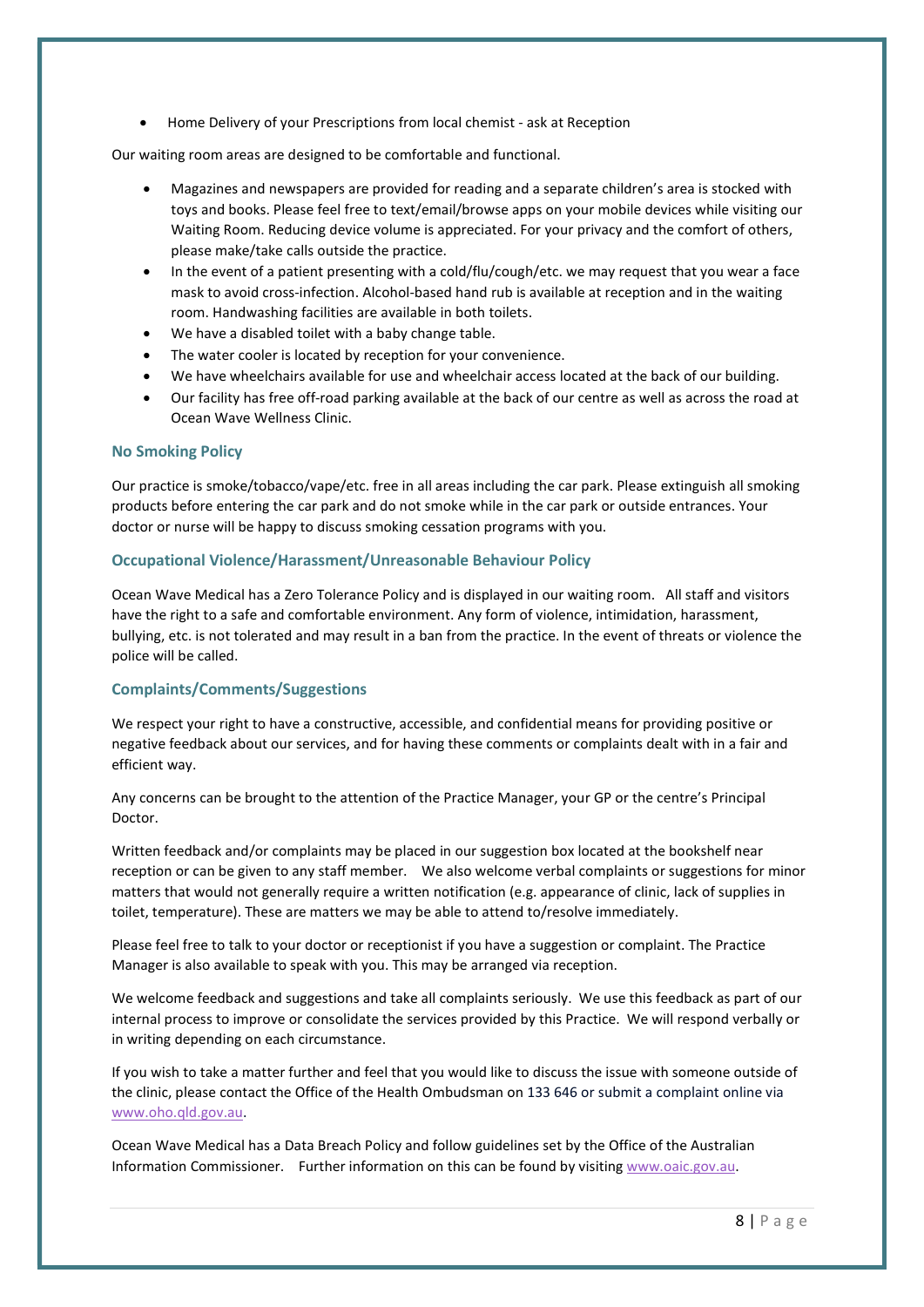- Home Delivery of your Prescriptions from local chemist - ask at Reception

Our waiting room areas are designed to be comfortable and functional.

- Magazines and newspapers are provided for reading and a separate children's area is stocked with toys and books. Please feel free to text/email/browse apps on your mobile devices while visiting our Waiting Room. Reducing device volume is appreciated. For your privacy and the comfort of others, please make/take calls outside the practice.
- In the event of a patient presenting with a cold/flu/cough/etc. we may request that you wear a face mask to avoid cross-infection. Alcohol-based hand rub is available at reception and in the waiting room. Handwashing facilities are available in both toilets.
- We have a disabled toilet with a baby change table.
- The water cooler is located by reception for your convenience.
- We have wheelchairs available for use and wheelchair access located at the back of our building.
- Our facility has free off-road parking available at the back of our centre as well as across the road at Ocean Wave Wellness Clinic.

### No Smoking Policy

Our practice is smoke/tobacco/vape/etc. free in all areas including the car park. Please extinguish all smoking products before entering the car park and do not smoke while in the car park or outside entrances. Your doctor or nurse will be happy to discuss smoking cessation programs with you.

### Occupational Violence/Harassment/Unreasonable Behaviour Policy

Ocean Wave Medical has a Zero Tolerance Policy and is displayed in our waiting room. All staff and visitors have the right to a safe and comfortable environment. Any form of violence, intimidation, harassment, bullying, etc. is not tolerated and may result in a ban from the practice. In the event of threats or violence the police will be called.

### Complaints/Comments/Suggestions

We respect your right to have a constructive, accessible, and confidential means for providing positive or negative feedback about our services, and for having these comments or complaints dealt with in a fair and efficient way.

Any concerns can be brought to the attention of the Practice Manager, your GP or the centre's Principal Doctor.

Written feedback and/or complaints may be placed in our suggestion box located at the bookshelf near reception or can be given to any staff member. We also welcome verbal complaints or suggestions for minor matters that would not generally require a written notification (e.g. appearance of clinic, lack of supplies in toilet, temperature). These are matters we may be able to attend to/resolve immediately.

Please feel free to talk to your doctor or receptionist if you have a suggestion or complaint. The Practice Manager is also available to speak with you. This may be arranged via reception.

We welcome feedback and suggestions and take all complaints seriously. We use this feedback as part of our internal process to improve or consolidate the services provided by this Practice. We will respond verbally or in writing depending on each circumstance.

If you wish to take a matter further and feel that you would like to discuss the issue with someone outside of the clinic, please contact the Office of the Health Ombudsman on 133 646 or submit a complaint online via [www.oho.qld.gov.au](www.oho.qld.gov.au).

Ocean Wave Medical has a Data Breach Policy and follow guidelines set by the Office of the Australian Information Commissioner. Further information on this can be found by visiting [www.oaic.gov.au](www.oaic.gov.au).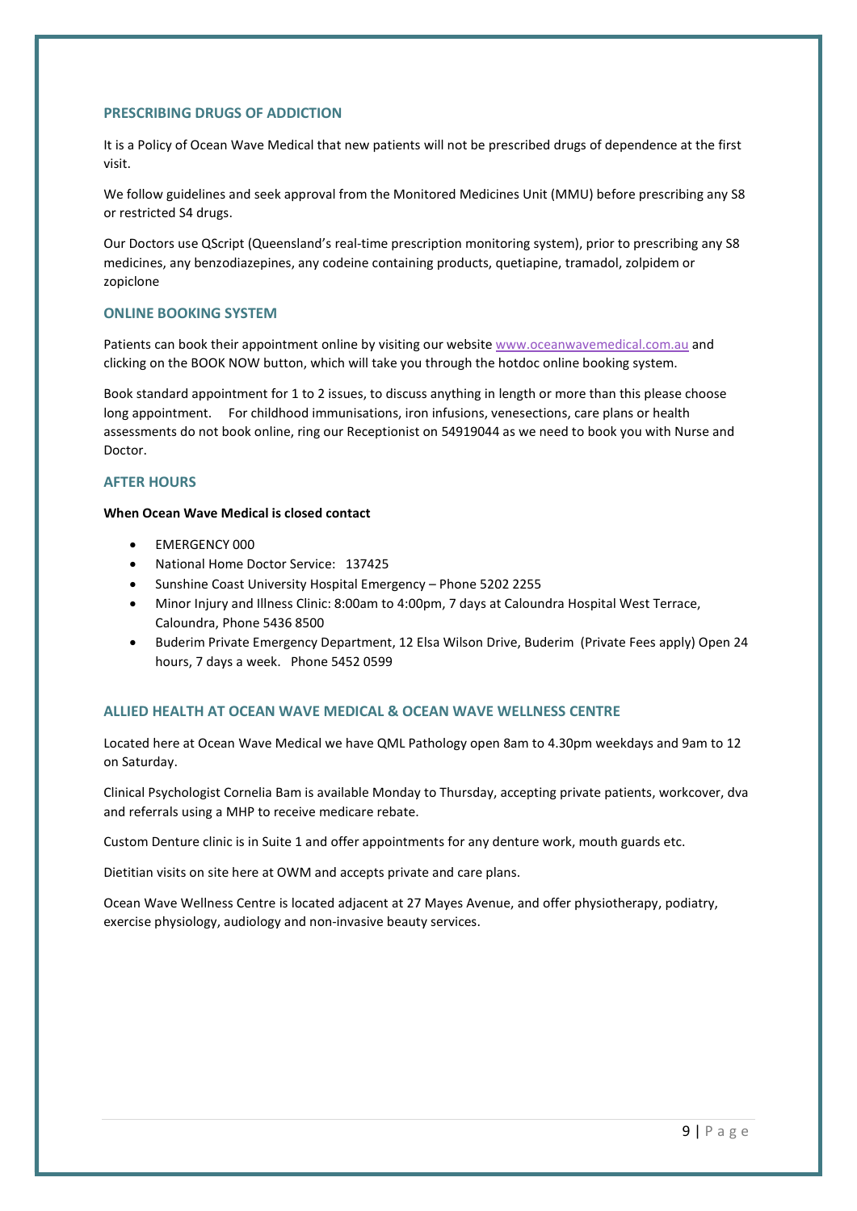## PRESCRIBING DRUGS OF ADDICTION

It is a Policy of Ocean Wave Medical that new patients will not be prescribed drugs of dependence at the first visit.

We follow guidelines and seek approval from the Monitored Medicines Unit (MMU) before prescribing any S8 or restricted S4 drugs.

Our Doctors use QScript (Queensland's real-time prescription monitoring system), prior to prescribing any S8 medicines, any benzodiazepines, any codeine containing products, quetiapine, tramadol, zolpidem or zopiclone

## ONLINE BOOKING SYSTEM

Patients can book their appointment online by visiting our website www.oceanwavemedical.com.au and clicking on the BOOK NOW button, which will take you through the hotdoc online booking system.

Book standard appointment for 1 to 2 issues, to discuss anything in length or more than this please choose long appointment. For childhood immunisations, iron infusions, venesections, care plans or health assessments do not book online, ring our Receptionist on 54919044 as we need to book you with Nurse and Doctor.

## AFTER HOURS

**When Ocean Wave Medical is closed contact**

- EMERGENCY 000
- National Home Doctor Service: 137425
- Sunshine Coast University Hospital Emergency – Phone 5202 2255
- Minor Injury and Illness Clinic: 8:00am to 4:00pm, 7 days at Caloundra Hospital West Terrace, Caloundra, Phone 5436 8500
- Buderim Private Emergency Department, 12 Elsa Wilson Drive, Buderim (Private Fees apply) Open 24 hours, 7 days a week. Phone 5452 0599

## ALLIED HEALTH AT OCEAN WAVE MEDICAL & OCEAN WAVE WELLNESS CENTRE

Located here at Ocean Wave Medical we have QML Pathology open 8am to 4.30pm weekdays and 9am to 12 on Saturday.

Clinical Psychologist Cornelia Bam is available Monday to Thursday, accepting private patients, workcover, dva and referrals using a MHP to receive medicare rebate.

Custom Denture clinic is in Suite 1 and offer appointments for any denture work, mouth guards etc.

Dietitian visits on site here at OWM and accepts private and care plans.

Ocean Wave Wellness Centre is located adjacent at 27 Mayes Avenue, and offer physiotherapy, podiatry, exercise physiology, audiology and non-invasive beauty services.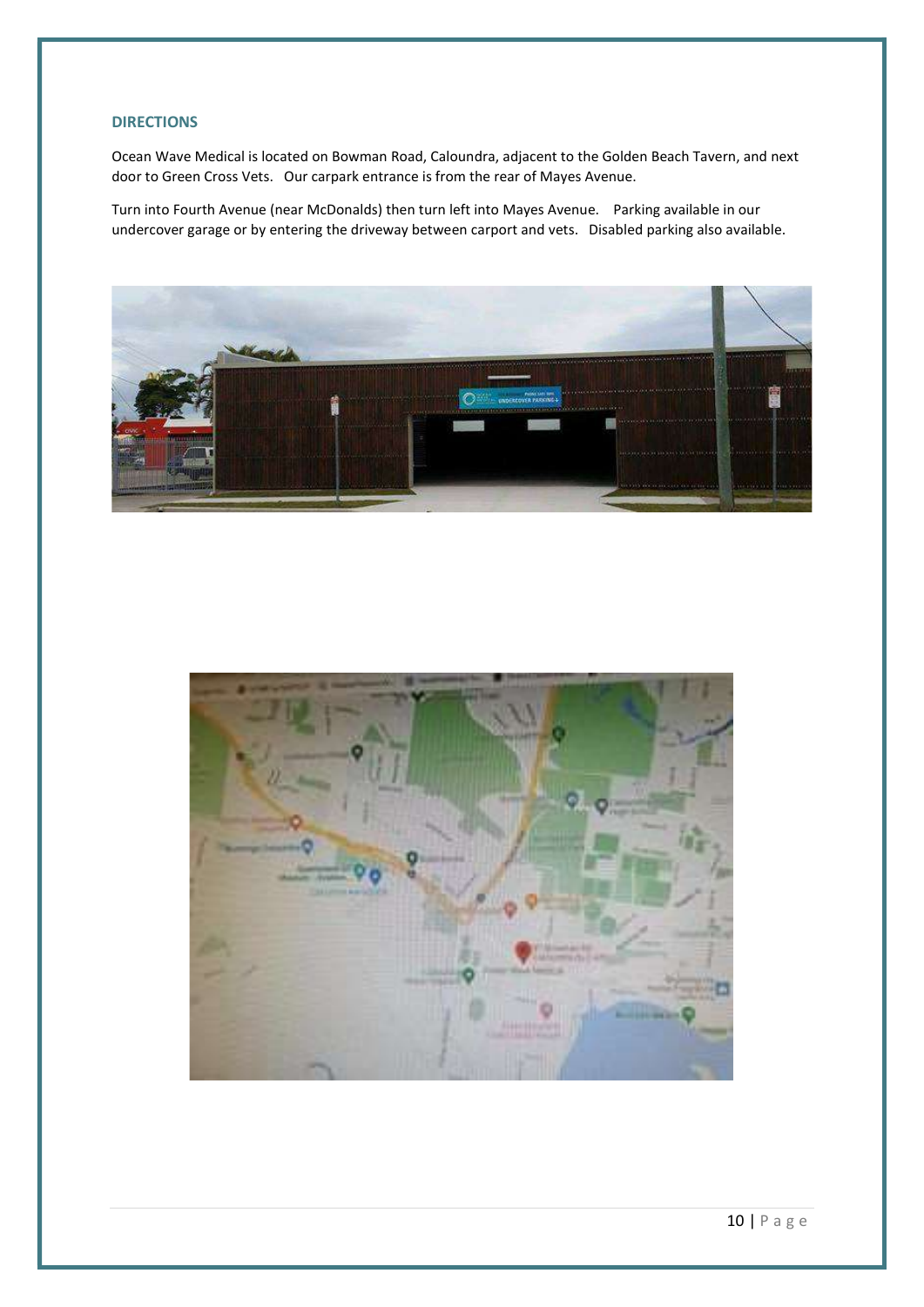## DIRECTIONS

Ocean Wave Medical is located on Bowman Road, Caloundra, adjacent to the Golden Beach Tavern, and next door to Green Cross Vets. Our carpark entrance is from the rear of Mayes Avenue.

Turn into Fourth Avenue (near McDonalds) then turn left into Mayes Avenue. Parking available in our undercover garage or by entering the driveway between carport and vets. Disabled parking also available.